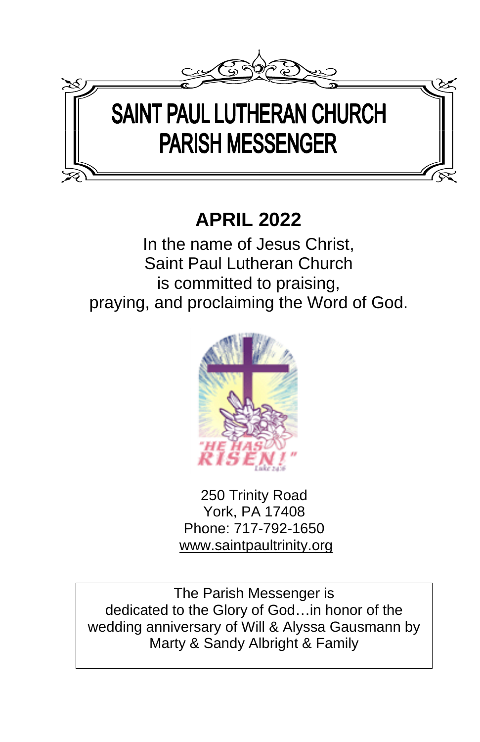# SAINT PAUL LUTHERAN CHURCH
# PARISH MESSENGER

## APRIL 2022

In the name of Jesus Christ,
Saint Paul Lutheran Church
is committed to praising,
praying, and proclaiming the Word of God.

"HE HAS RISEN!"
Luke 24:6

250 Trinity Road
York, PA 17408
Phone: 717-792-1650
www.saintpaultrinity.org

The Parish Messenger is
dedicated to the Glory of God…in honor of the
wedding anniversary of Will & Alyssa Gausmann by
Marty & Sandy Albright & Family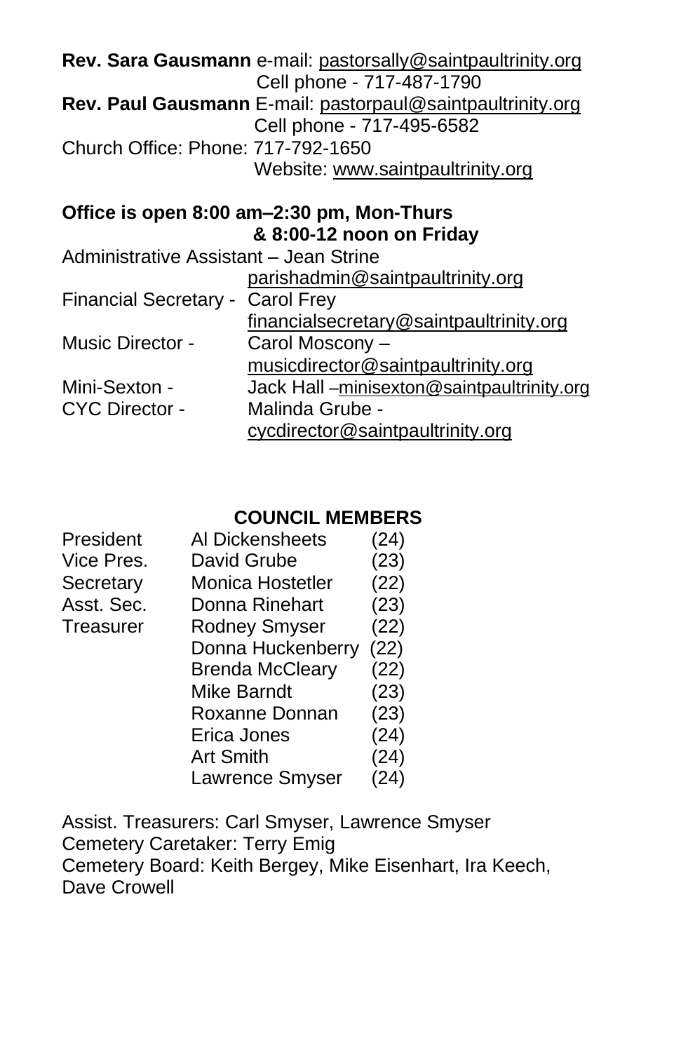**Rev. Sara Gausmann** e-mail: pastorsally@saintpaultrinity.org
Cell phone - 717-487-1790

**Rev. Paul Gausmann** E-mail: pastorpaul@saintpaultrinity.org
Cell phone - 717-495-6582

Church Office: Phone: 717-792-1650
Website: www.saintpaultrinity.org

**Office is open 8:00 am–2:30 pm, Mon-Thurs**
**& 8:00-12 noon on Friday**

Administrative Assistant – Jean Strine
parishadmin@saintpaultrinity.org

Financial Secretary - Carol Frey
financialsecretary@saintpaultrinity.org

Music Director - Carol Moscony –
musicdirector@saintpaultrinity.org

Mini-Sexton - Jack Hall –minisexton@saintpaultrinity.org

CYC Director - Malinda Grube -
cycdirector@saintpaultrinity.org

## COUNCIL MEMBERS

| | | |
|---|---|---|
| President | Al Dickensheets | (24) |
| Vice Pres. | David Grube | (23) |
| Secretary | Monica Hostetler | (22) |
| Asst. Sec. | Donna Rinehart | (23) |
| Treasurer | Rodney Smyser | (22) |
| | Donna Huckenberry | (22) |
| | Brenda McCleary | (22) |
| | Mike Barndt | (23) |
| | Roxanne Donnan | (23) |
| | Erica Jones | (24) |
| | Art Smith | (24) |
| | Lawrence Smyser | (24) |

Assist. Treasurers: Carl Smyser, Lawrence Smyser
Cemetery Caretaker: Terry Emig
Cemetery Board: Keith Bergey, Mike Eisenhart, Ira Keech, Dave Crowell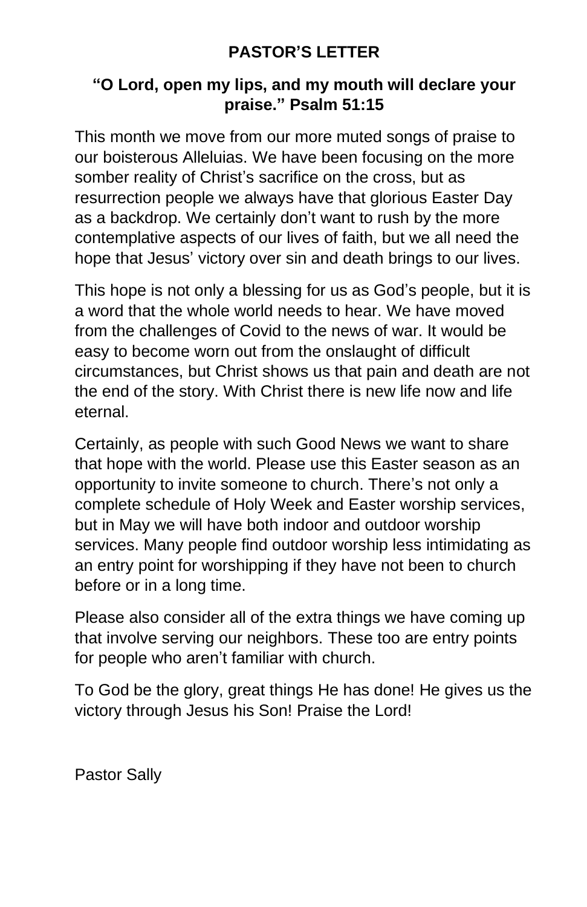# PASTOR'S LETTER

## "O Lord, open my lips, and my mouth will declare your praise." Psalm 51:15

This month we move from our more muted songs of praise to our boisterous Alleluias. We have been focusing on the more somber reality of Christ's sacrifice on the cross, but as resurrection people we always have that glorious Easter Day as a backdrop. We certainly don't want to rush by the more contemplative aspects of our lives of faith, but we all need the hope that Jesus' victory over sin and death brings to our lives.

This hope is not only a blessing for us as God's people, but it is a word that the whole world needs to hear. We have moved from the challenges of Covid to the news of war. It would be easy to become worn out from the onslaught of difficult circumstances, but Christ shows us that pain and death are not the end of the story. With Christ there is new life now and life eternal.

Certainly, as people with such Good News we want to share that hope with the world. Please use this Easter season as an opportunity to invite someone to church. There's not only a complete schedule of Holy Week and Easter worship services, but in May we will have both indoor and outdoor worship services. Many people find outdoor worship less intimidating as an entry point for worshipping if they have not been to church before or in a long time.

Please also consider all of the extra things we have coming up that involve serving our neighbors. These too are entry points for people who aren't familiar with church.

To God be the glory, great things He has done! He gives us the victory through Jesus his Son! Praise the Lord!

Pastor Sally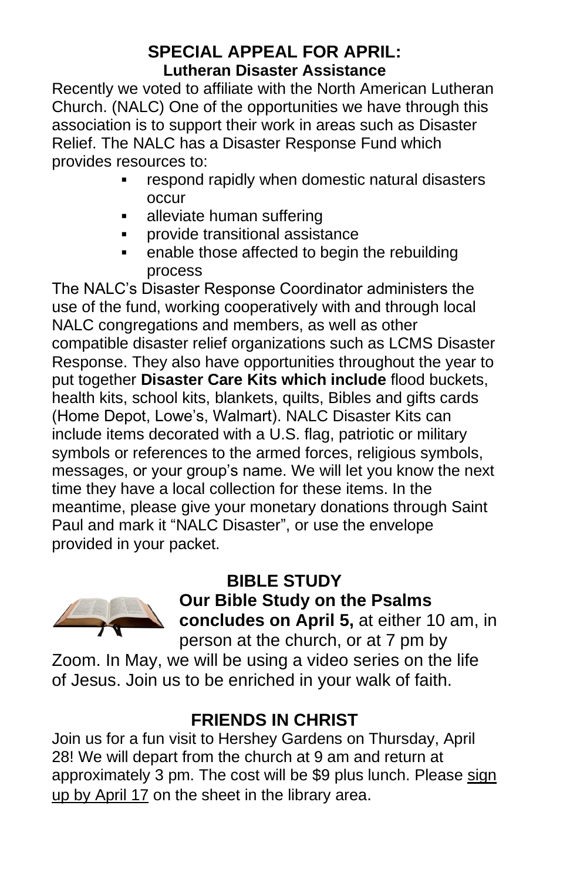## SPECIAL APPEAL FOR APRIL:

### Lutheran Disaster Assistance

Recently we voted to affiliate with the North American Lutheran Church. (NALC) One of the opportunities we have through this association is to support their work in areas such as Disaster Relief. The NALC has a Disaster Response Fund which provides resources to:

- respond rapidly when domestic natural disasters occur
- alleviate human suffering
- provide transitional assistance
- enable those affected to begin the rebuilding process

The NALC's Disaster Response Coordinator administers the use of the fund, working cooperatively with and through local NALC congregations and members, as well as other compatible disaster relief organizations such as LCMS Disaster Response. They also have opportunities throughout the year to put together **Disaster Care Kits which include** flood buckets, health kits, school kits, blankets, quilts, Bibles and gifts cards (Home Depot, Lowe's, Walmart). NALC Disaster Kits can include items decorated with a U.S. flag, patriotic or military symbols or references to the armed forces, religious symbols, messages, or your group's name. We will let you know the next time they have a local collection for these items. In the meantime, please give your monetary donations through Saint Paul and mark it "NALC Disaster", or use the envelope provided in your packet.

## BIBLE STUDY

**Our Bible Study on the Psalms concludes on April 5,** at either 10 am, in person at the church, or at 7 pm by Zoom. In May, we will be using a video series on the life of Jesus. Join us to be enriched in your walk of faith.

## FRIENDS IN CHRIST

Join us for a fun visit to Hershey Gardens on Thursday, April 28! We will depart from the church at 9 am and return at approximately 3 pm. The cost will be $9 plus lunch. Please sign up by April 17 on the sheet in the library area.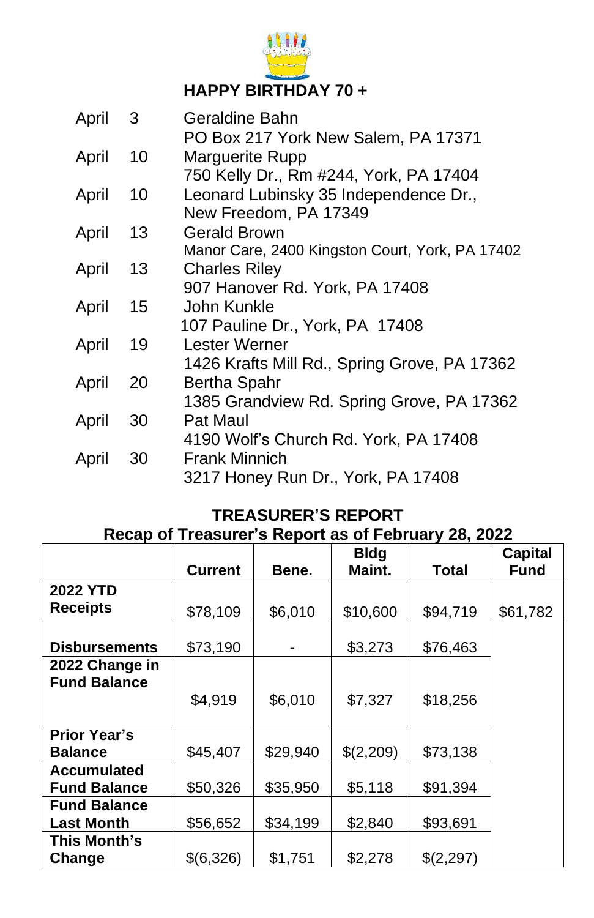## HAPPY BIRTHDAY 70 +

| | | |
|---|---|---|
| April | 3 | Geraldine Bahn<br>PO Box 217 York New Salem, PA 17371 |
| April | 10 | Marguerite Rupp<br>750 Kelly Dr., Rm #244, York, PA 17404 |
| April | 10 | Leonard Lubinsky 35 Independence Dr.,<br>New Freedom, PA 17349 |
| April | 13 | Gerald Brown<br>Manor Care, 2400 Kingston Court, York, PA 17402 |
| April | 13 | Charles Riley<br>907 Hanover Rd. York, PA 17408 |
| April | 15 | John Kunkle<br>107 Pauline Dr., York, PA 17408 |
| April | 19 | Lester Werner<br>1426 Krafts Mill Rd., Spring Grove, PA 17362 |
| April | 20 | Bertha Spahr<br>1385 Grandview Rd. Spring Grove, PA 17362 |
| April | 30 | Pat Maul<br>4190 Wolf's Church Rd. York, PA 17408 |
| April | 30 | Frank Minnich<br>3217 Honey Run Dr., York, PA 17408 |

## TREASURER'S REPORT

### Recap of Treasurer's Report as of February 28, 2022

| | Current | Bene. | Bldg Maint. | Total | Capital Fund |
|---|---|---|---|---|---|
| **2022 YTD Receipts** | $78,109 | $6,010 | $10,600 | $94,719 | $61,782 |
| **Disbursements** | $73,190 | - | $3,273 | $76,463 | |
| **2022 Change in Fund Balance** | $4,919 | $6,010 | $7,327 | $18,256 | |
| **Prior Year's Balance** | $45,407 | $29,940 | $(2,209) | $73,138 | |
| **Accumulated Fund Balance** | $50,326 | $35,950 | $5,118 | $91,394 | |
| **Fund Balance Last Month** | $56,652 | $34,199 | $2,840 | $93,691 | |
| **This Month's Change** | $(6,326) | $1,751 | $2,278 | $(2,297) | |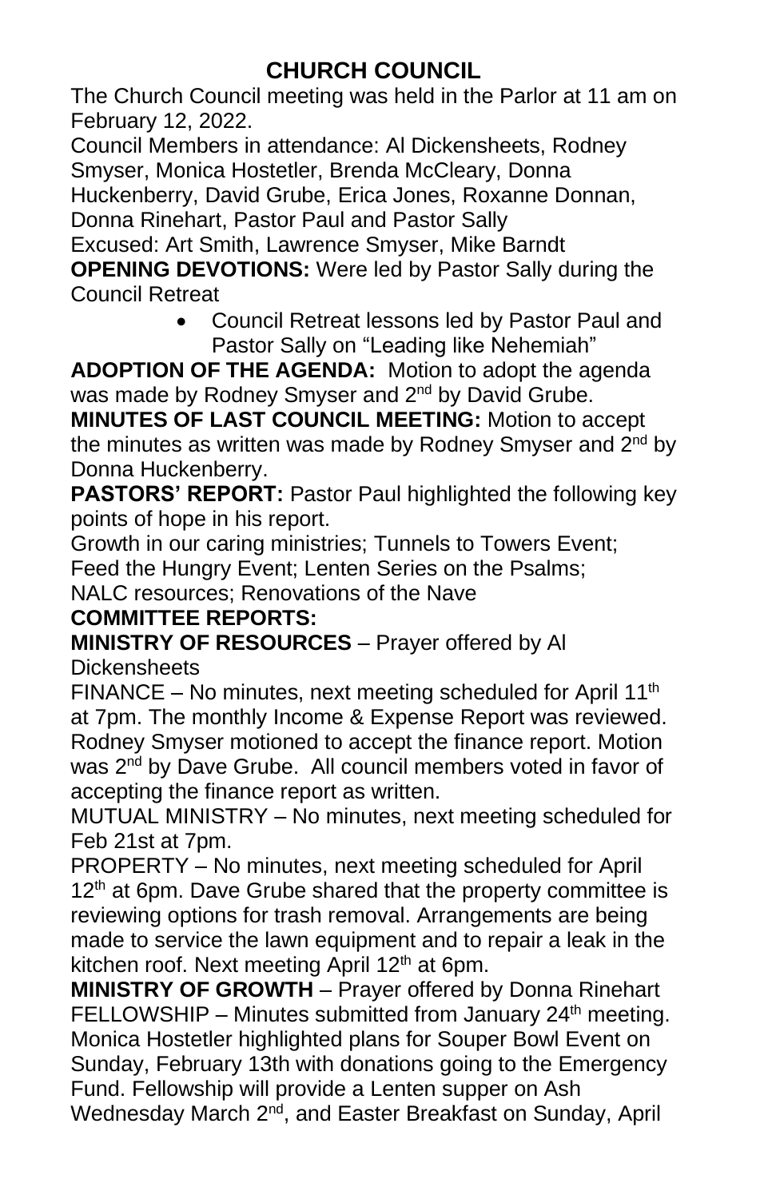# CHURCH COUNCIL

The Church Council meeting was held in the Parlor at 11 am on February 12, 2022.

Council Members in attendance: Al Dickensheets, Rodney Smyser, Monica Hostetler, Brenda McCleary, Donna Huckenberry, David Grube, Erica Jones, Roxanne Donnan, Donna Rinehart, Pastor Paul and Pastor Sally

Excused: Art Smith, Lawrence Smyser, Mike Barndt

**OPENING DEVOTIONS:** Were led by Pastor Sally during the Council Retreat

- Council Retreat lessons led by Pastor Paul and Pastor Sally on "Leading like Nehemiah"

**ADOPTION OF THE AGENDA:** Motion to adopt the agenda was made by Rodney Smyser and 2nd by David Grube.

**MINUTES OF LAST COUNCIL MEETING:** Motion to accept the minutes as written was made by Rodney Smyser and 2nd by Donna Huckenberry.

**PASTORS' REPORT:** Pastor Paul highlighted the following key points of hope in his report.

Growth in our caring ministries; Tunnels to Towers Event; Feed the Hungry Event; Lenten Series on the Psalms; NALC resources; Renovations of the Nave

**COMMITTEE REPORTS:**

**MINISTRY OF RESOURCES** – Prayer offered by Al Dickensheets

FINANCE – No minutes, next meeting scheduled for April 11th at 7pm. The monthly Income & Expense Report was reviewed. Rodney Smyser motioned to accept the finance report. Motion was 2nd by Dave Grube. All council members voted in favor of accepting the finance report as written.

MUTUAL MINISTRY – No minutes, next meeting scheduled for Feb 21st at 7pm.

PROPERTY – No minutes, next meeting scheduled for April 12th at 6pm. Dave Grube shared that the property committee is reviewing options for trash removal. Arrangements are being made to service the lawn equipment and to repair a leak in the kitchen roof. Next meeting April 12th at 6pm.

**MINISTRY OF GROWTH** – Prayer offered by Donna Rinehart

FELLOWSHIP – Minutes submitted from January 24th meeting. Monica Hostetler highlighted plans for Souper Bowl Event on Sunday, February 13th with donations going to the Emergency Fund. Fellowship will provide a Lenten supper on Ash Wednesday March 2nd, and Easter Breakfast on Sunday, April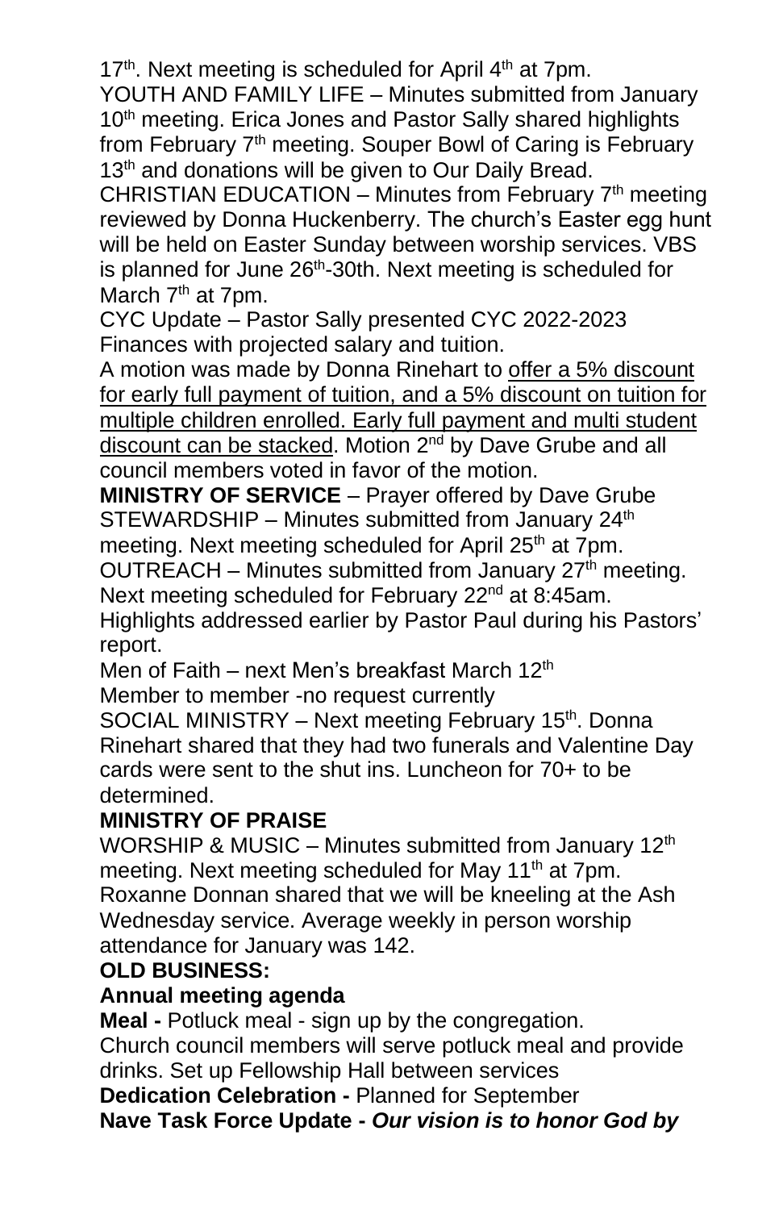17th. Next meeting is scheduled for April 4th at 7pm.

YOUTH AND FAMILY LIFE – Minutes submitted from January 10th meeting. Erica Jones and Pastor Sally shared highlights from February 7th meeting. Souper Bowl of Caring is February 13th and donations will be given to Our Daily Bread.

CHRISTIAN EDUCATION – Minutes from February 7th meeting reviewed by Donna Huckenberry. The church's Easter egg hunt will be held on Easter Sunday between worship services. VBS is planned for June 26th-30th. Next meeting is scheduled for March 7th at 7pm.

CYC Update – Pastor Sally presented CYC 2022-2023 Finances with projected salary and tuition.

A motion was made by Donna Rinehart to offer a 5% discount for early full payment of tuition, and a 5% discount on tuition for multiple children enrolled. Early full payment and multi student discount can be stacked. Motion 2nd by Dave Grube and all council members voted in favor of the motion.

**MINISTRY OF SERVICE** – Prayer offered by Dave Grube

STEWARDSHIP – Minutes submitted from January 24th meeting. Next meeting scheduled for April 25th at 7pm.

OUTREACH – Minutes submitted from January 27th meeting. Next meeting scheduled for February 22nd at 8:45am. Highlights addressed earlier by Pastor Paul during his Pastors' report.

Men of Faith – next Men's breakfast March 12th

Member to member -no request currently

SOCIAL MINISTRY – Next meeting February 15th. Donna Rinehart shared that they had two funerals and Valentine Day cards were sent to the shut ins. Luncheon for 70+ to be determined.

**MINISTRY OF PRAISE**

WORSHIP & MUSIC – Minutes submitted from January 12th meeting. Next meeting scheduled for May 11th at 7pm. Roxanne Donnan shared that we will be kneeling at the Ash Wednesday service. Average weekly in person worship attendance for January was 142.

**OLD BUSINESS:**

**Annual meeting agenda**

**Meal -** Potluck meal - sign up by the congregation.

Church council members will serve potluck meal and provide drinks. Set up Fellowship Hall between services

**Dedication Celebration -** Planned for September

**Nave Task Force Update -** ***Our vision is to honor God by***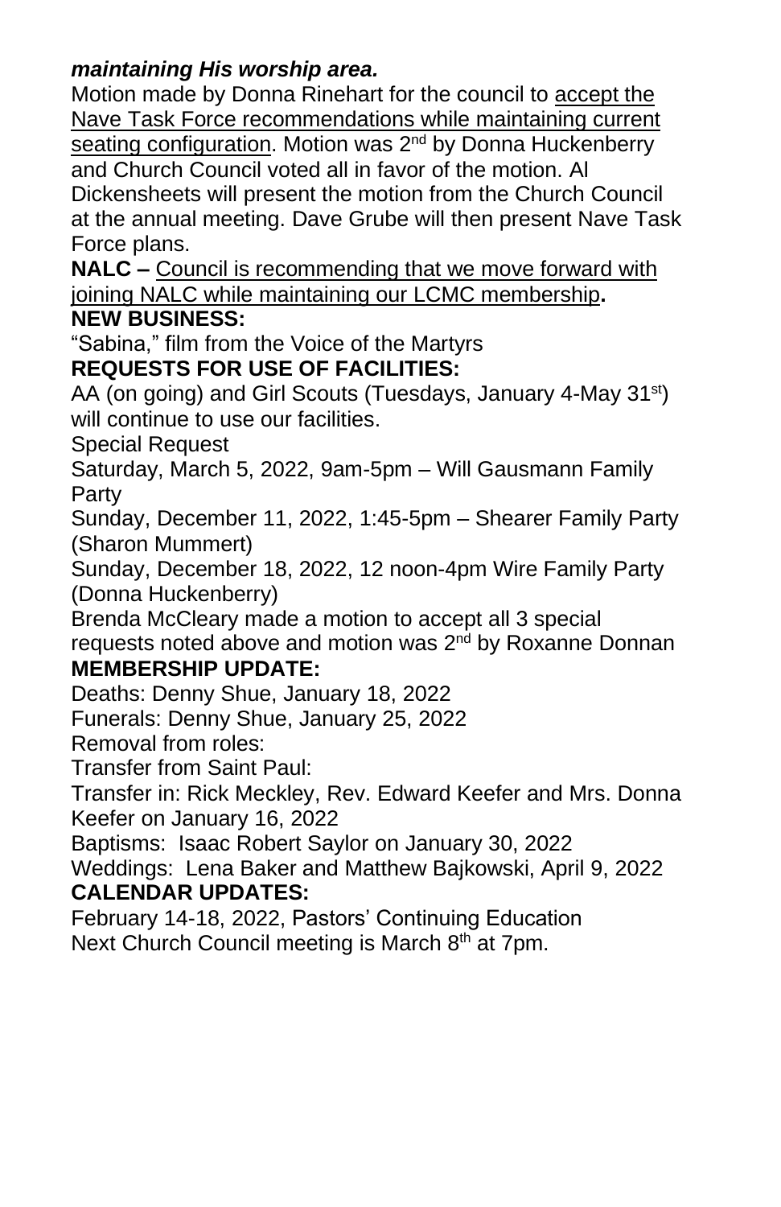***maintaining His worship area.***

Motion made by Donna Rinehart for the council to accept the Nave Task Force recommendations while maintaining current seating configuration. Motion was 2nd by Donna Huckenberry and Church Council voted all in favor of the motion. Al Dickensheets will present the motion from the Church Council at the annual meeting. Dave Grube will then present Nave Task Force plans.

**NALC –** Council is recommending that we move forward with joining NALC while maintaining our LCMC membership**.**

**NEW BUSINESS:**

"Sabina," film from the Voice of the Martyrs

**REQUESTS FOR USE OF FACILITIES:**

AA (on going) and Girl Scouts (Tuesdays, January 4-May 31st) will continue to use our facilities.

Special Request

Saturday, March 5, 2022, 9am-5pm – Will Gausmann Family Party

Sunday, December 11, 2022, 1:45-5pm – Shearer Family Party (Sharon Mummert)

Sunday, December 18, 2022, 12 noon-4pm Wire Family Party (Donna Huckenberry)

Brenda McCleary made a motion to accept all 3 special requests noted above and motion was 2nd by Roxanne Donnan

**MEMBERSHIP UPDATE:**

Deaths: Denny Shue, January 18, 2022

Funerals: Denny Shue, January 25, 2022

Removal from roles:

Transfer from Saint Paul:

Transfer in: Rick Meckley, Rev. Edward Keefer and Mrs. Donna Keefer on January 16, 2022

Baptisms: Isaac Robert Saylor on January 30, 2022

Weddings: Lena Baker and Matthew Bajkowski, April 9, 2022

**CALENDAR UPDATES:**

February 14-18, 2022, Pastors' Continuing Education

Next Church Council meeting is March 8th at 7pm.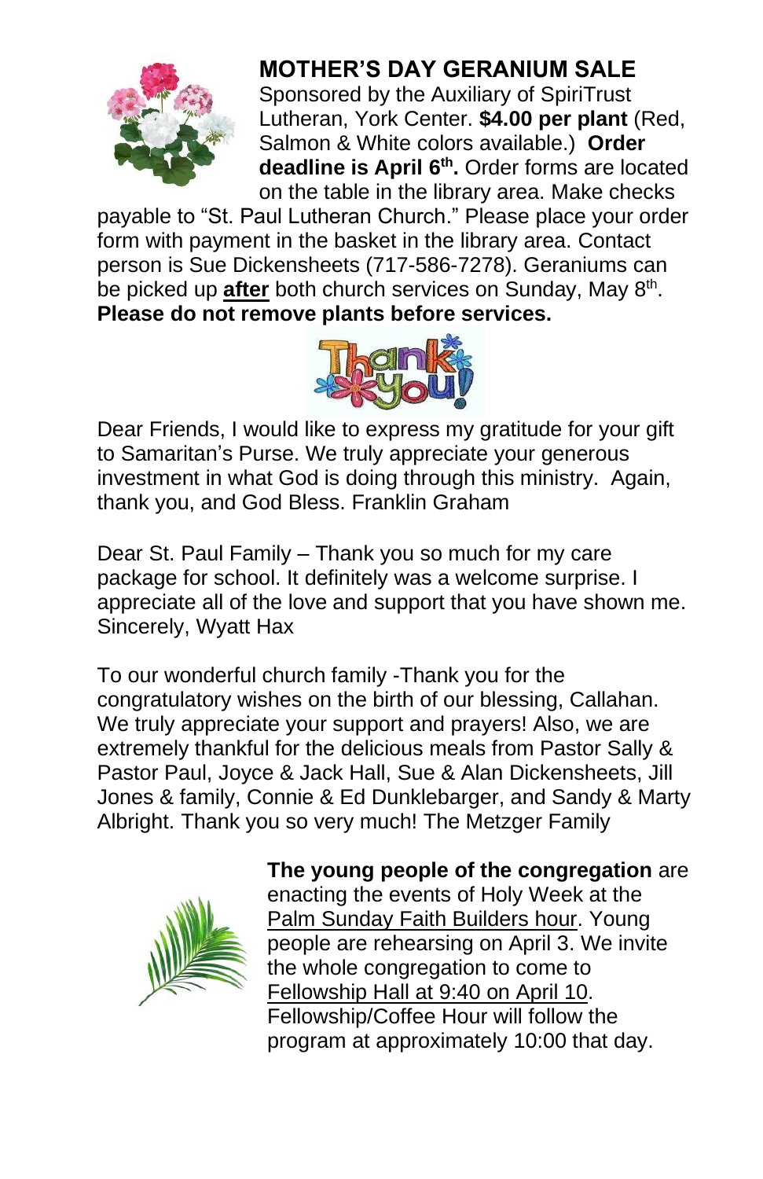## MOTHER'S DAY GERANIUM SALE

Sponsored by the Auxiliary of SpiriTrust Lutheran, York Center. **$4.00 per plant** (Red, Salmon & White colors available.) **Order deadline is April 6th.** Order forms are located on the table in the library area. Make checks payable to "St. Paul Lutheran Church." Please place your order form with payment in the basket in the library area. Contact person is Sue Dickensheets (717-586-7278). Geraniums can be picked up **after** both church services on Sunday, May 8th. **Please do not remove plants before services.**

Dear Friends, I would like to express my gratitude for your gift to Samaritan's Purse. We truly appreciate your generous investment in what God is doing through this ministry. Again, thank you, and God Bless. Franklin Graham

Dear St. Paul Family – Thank you so much for my care package for school. It definitely was a welcome surprise. I appreciate all of the love and support that you have shown me. Sincerely, Wyatt Hax

To our wonderful church family -Thank you for the congratulatory wishes on the birth of our blessing, Callahan. We truly appreciate your support and prayers! Also, we are extremely thankful for the delicious meals from Pastor Sally & Pastor Paul, Joyce & Jack Hall, Sue & Alan Dickensheets, Jill Jones & family, Connie & Ed Dunklebarger, and Sandy & Marty Albright. Thank you so very much! The Metzger Family

**The young people of the congregation** are enacting the events of Holy Week at the Palm Sunday Faith Builders hour. Young people are rehearsing on April 3. We invite the whole congregation to come to Fellowship Hall at 9:40 on April 10. Fellowship/Coffee Hour will follow the program at approximately 10:00 that day.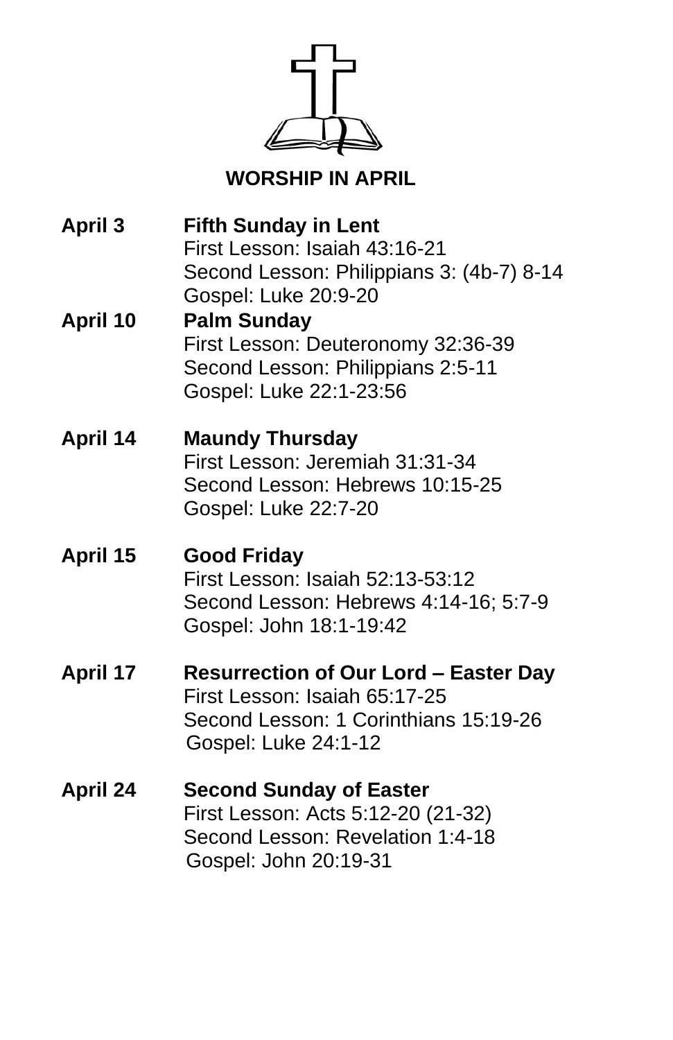## WORSHIP IN APRIL

**April 3** **Fifth Sunday in Lent**
First Lesson: Isaiah 43:16-21
Second Lesson: Philippians 3: (4b-7) 8-14
Gospel: Luke 20:9-20

**April 10** **Palm Sunday**
First Lesson: Deuteronomy 32:36-39
Second Lesson: Philippians 2:5-11
Gospel: Luke 22:1-23:56

**April 14** **Maundy Thursday**
First Lesson: Jeremiah 31:31-34
Second Lesson: Hebrews 10:15-25
Gospel: Luke 22:7-20

**April 15** **Good Friday**
First Lesson: Isaiah 52:13-53:12
Second Lesson: Hebrews 4:14-16; 5:7-9
Gospel: John 18:1-19:42

**April 17** **Resurrection of Our Lord – Easter Day**
First Lesson: Isaiah 65:17-25
Second Lesson: 1 Corinthians 15:19-26
Gospel: Luke 24:1-12

**April 24** **Second Sunday of Easter**
First Lesson: Acts 5:12-20 (21-32)
Second Lesson: Revelation 1:4-18
Gospel: John 20:19-31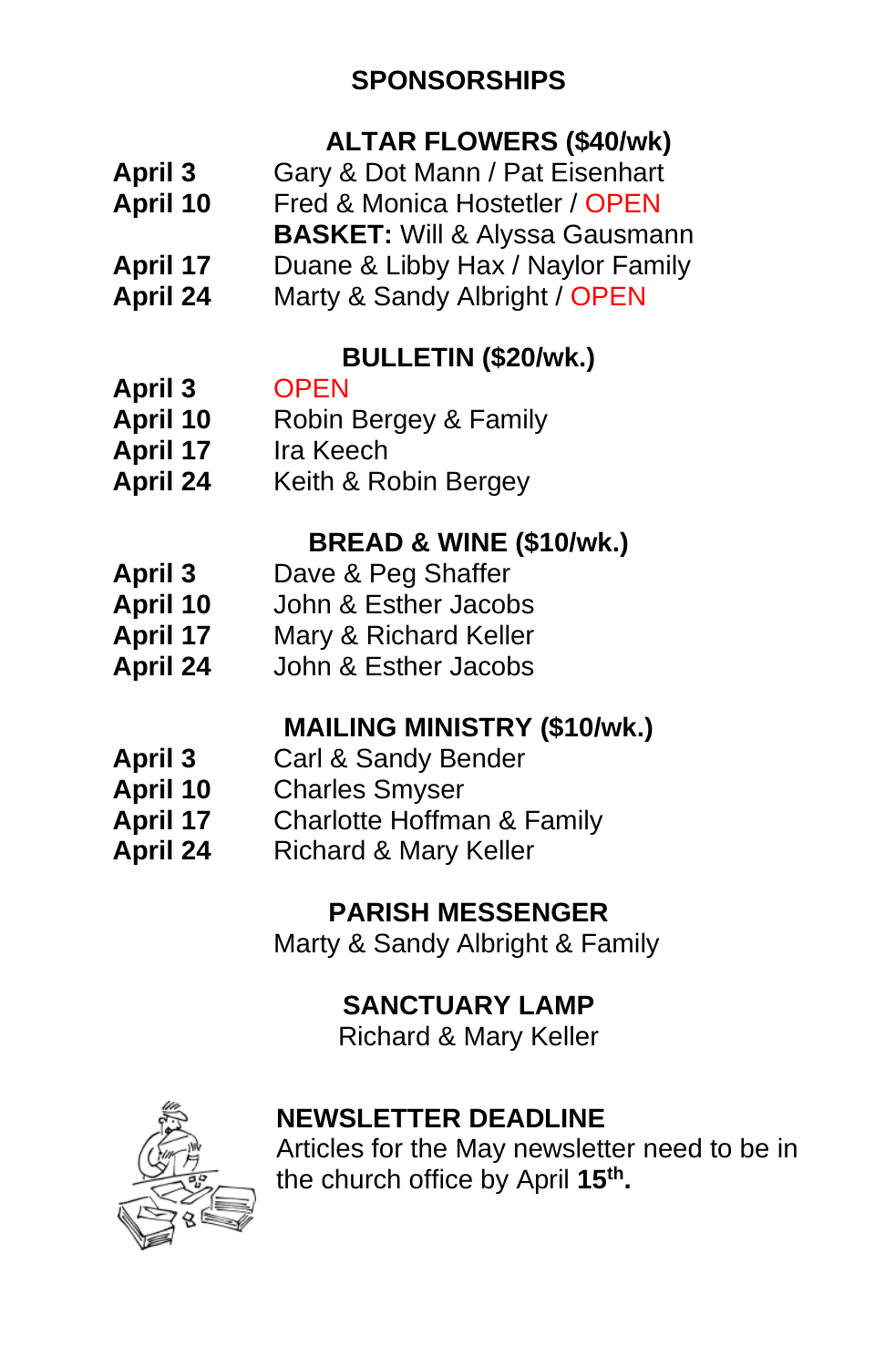## SPONSORSHIPS

### ALTAR FLOWERS ($40/wk)

| | |
|---|---|
| **April 3** | Gary & Dot Mann / Pat Eisenhart |
| **April 10** | Fred & Monica Hostetler / OPEN |
| | **BASKET:** Will & Alyssa Gausmann |
| **April 17** | Duane & Libby Hax / Naylor Family |
| **April 24** | Marty & Sandy Albright / OPEN |

### BULLETIN ($20/wk.)

| | |
|---|---|
| **April 3** | OPEN |
| **April 10** | Robin Bergey & Family |
| **April 17** | Ira Keech |
| **April 24** | Keith & Robin Bergey |

### BREAD & WINE ($10/wk.)

| | |
|---|---|
| **April 3** | Dave & Peg Shaffer |
| **April 10** | John & Esther Jacobs |
| **April 17** | Mary & Richard Keller |
| **April 24** | John & Esther Jacobs |

### MAILING MINISTRY ($10/wk.)

| | |
|---|---|
| **April 3** | Carl & Sandy Bender |
| **April 10** | Charles Smyser |
| **April 17** | Charlotte Hoffman & Family |
| **April 24** | Richard & Mary Keller |

### PARISH MESSENGER

Marty & Sandy Albright & Family

### SANCTUARY LAMP

Richard & Mary Keller

### NEWSLETTER DEADLINE

Articles for the May newsletter need to be in the church office by April **15th.**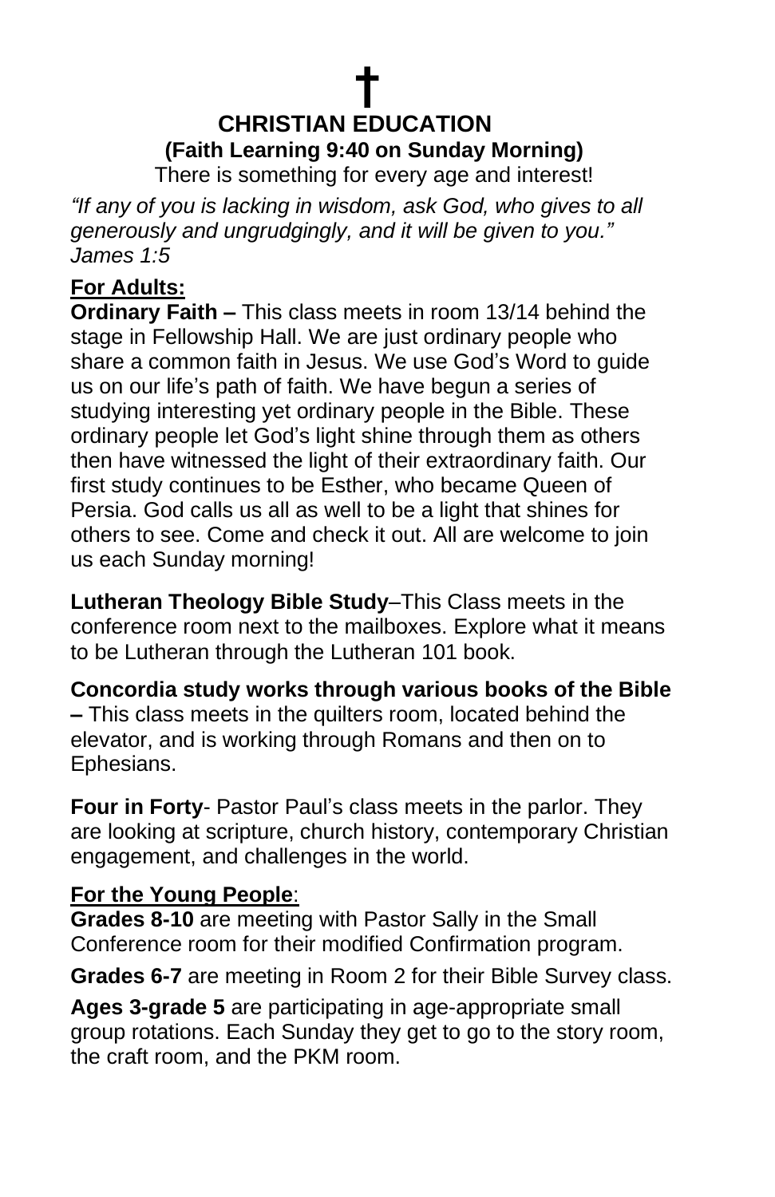†

# CHRISTIAN EDUCATION

**(Faith Learning 9:40 on Sunday Morning)**

There is something for every age and interest!

*"If any of you is lacking in wisdom, ask God, who gives to all generously and ungrudgingly, and it will be given to you." James 1:5*

## For Adults:

**Ordinary Faith –** This class meets in room 13/14 behind the stage in Fellowship Hall. We are just ordinary people who share a common faith in Jesus. We use God's Word to guide us on our life's path of faith. We have begun a series of studying interesting yet ordinary people in the Bible. These ordinary people let God's light shine through them as others then have witnessed the light of their extraordinary faith. Our first study continues to be Esther, who became Queen of Persia. God calls us all as well to be a light that shines for others to see. Come and check it out. All are welcome to join us each Sunday morning!

**Lutheran Theology Bible Study**–This Class meets in the conference room next to the mailboxes. Explore what it means to be Lutheran through the Lutheran 101 book.

**Concordia study works through various books of the Bible –** This class meets in the quilters room, located behind the elevator, and is working through Romans and then on to Ephesians.

**Four in Forty**- Pastor Paul's class meets in the parlor. They are looking at scripture, church history, contemporary Christian engagement, and challenges in the world.

## For the Young People:

**Grades 8-10** are meeting with Pastor Sally in the Small Conference room for their modified Confirmation program.

**Grades 6-7** are meeting in Room 2 for their Bible Survey class.

**Ages 3-grade 5** are participating in age-appropriate small group rotations. Each Sunday they get to go to the story room, the craft room, and the PKM room.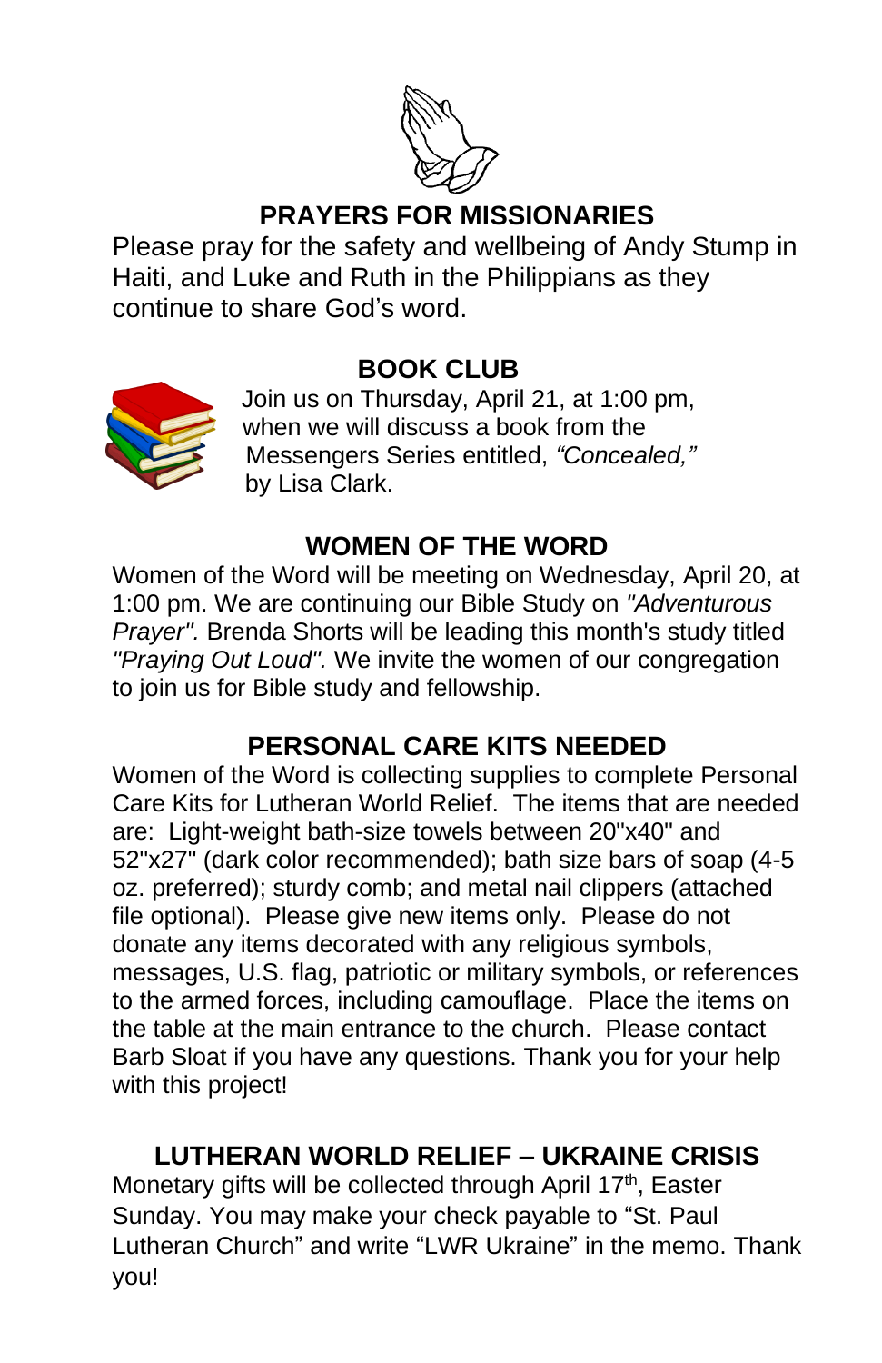## PRAYERS FOR MISSIONARIES

Please pray for the safety and wellbeing of Andy Stump in Haiti, and Luke and Ruth in the Philippians as they continue to share God's word.

## BOOK CLUB

Join us on Thursday, April 21, at 1:00 pm, when we will discuss a book from the Messengers Series entitled, *"Concealed,"* by Lisa Clark.

## WOMEN OF THE WORD

Women of the Word will be meeting on Wednesday, April 20, at 1:00 pm. We are continuing our Bible Study on *"Adventurous Prayer".* Brenda Shorts will be leading this month's study titled *"Praying Out Loud".* We invite the women of our congregation to join us for Bible study and fellowship.

## PERSONAL CARE KITS NEEDED

Women of the Word is collecting supplies to complete Personal Care Kits for Lutheran World Relief. The items that are needed are: Light-weight bath-size towels between 20"x40" and 52"x27" (dark color recommended); bath size bars of soap (4-5 oz. preferred); sturdy comb; and metal nail clippers (attached file optional). Please give new items only. Please do not donate any items decorated with any religious symbols, messages, U.S. flag, patriotic or military symbols, or references to the armed forces, including camouflage. Place the items on the table at the main entrance to the church. Please contact Barb Sloat if you have any questions. Thank you for your help with this project!

## LUTHERAN WORLD RELIEF – UKRAINE CRISIS

Monetary gifts will be collected through April 17th, Easter Sunday. You may make your check payable to "St. Paul Lutheran Church" and write "LWR Ukraine" in the memo. Thank you!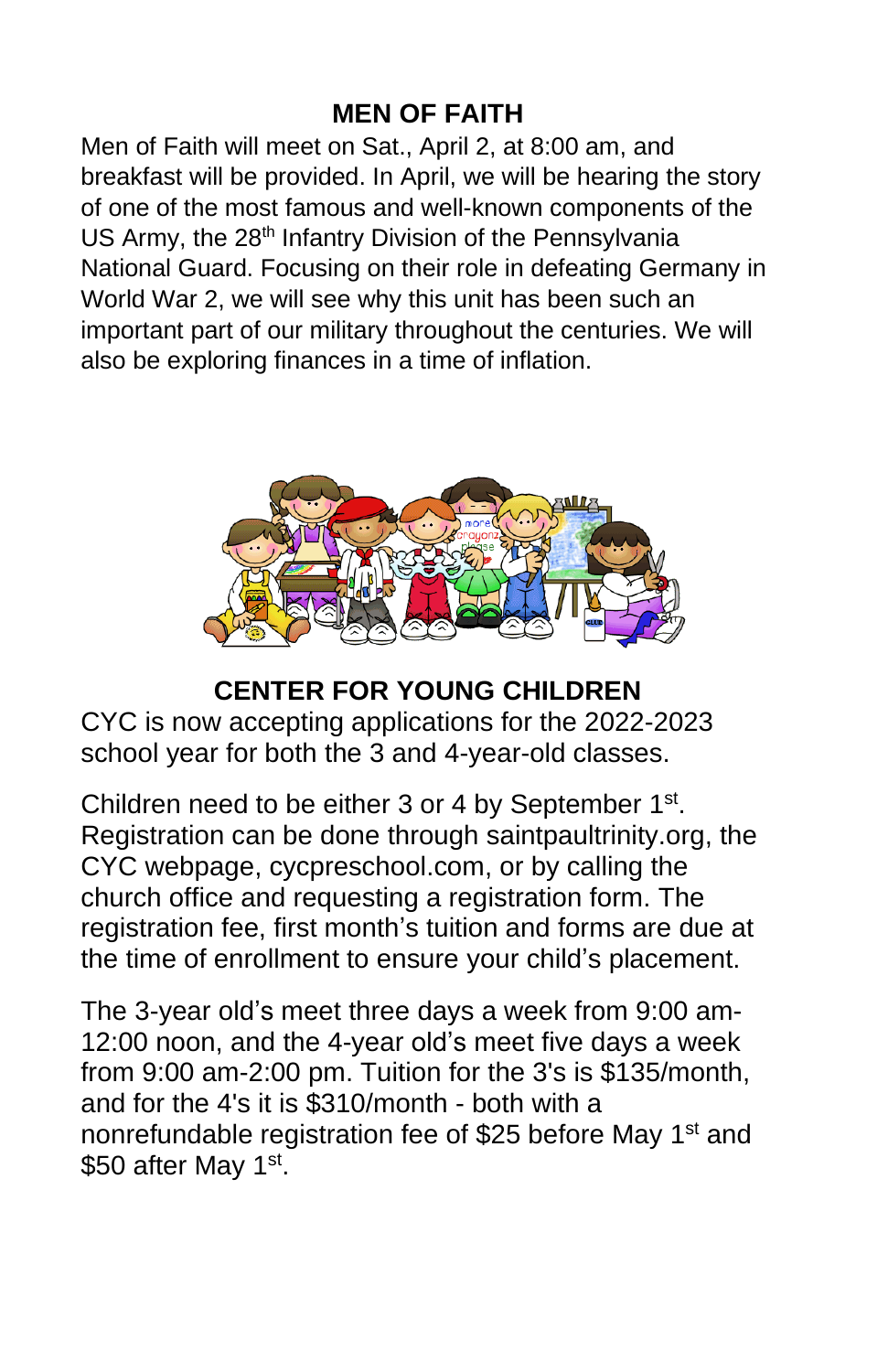## MEN OF FAITH

Men of Faith will meet on Sat., April 2, at 8:00 am, and breakfast will be provided. In April, we will be hearing the story of one of the most famous and well-known components of the US Army, the 28th Infantry Division of the Pennsylvania National Guard. Focusing on their role in defeating Germany in World War 2, we will see why this unit has been such an important part of our military throughout the centuries. We will also be exploring finances in a time of inflation.

## CENTER FOR YOUNG CHILDREN

CYC is now accepting applications for the 2022-2023 school year for both the 3 and 4-year-old classes.

Children need to be either 3 or 4 by September 1st. Registration can be done through saintpaultrinity.org, the CYC webpage, cycpreschool.com, or by calling the church office and requesting a registration form. The registration fee, first month's tuition and forms are due at the time of enrollment to ensure your child's placement.

The 3-year old's meet three days a week from 9:00 am-12:00 noon, and the 4-year old's meet five days a week from 9:00 am-2:00 pm. Tuition for the 3's is $135/month, and for the 4's it is $310/month - both with a nonrefundable registration fee of $25 before May 1st and $50 after May 1st.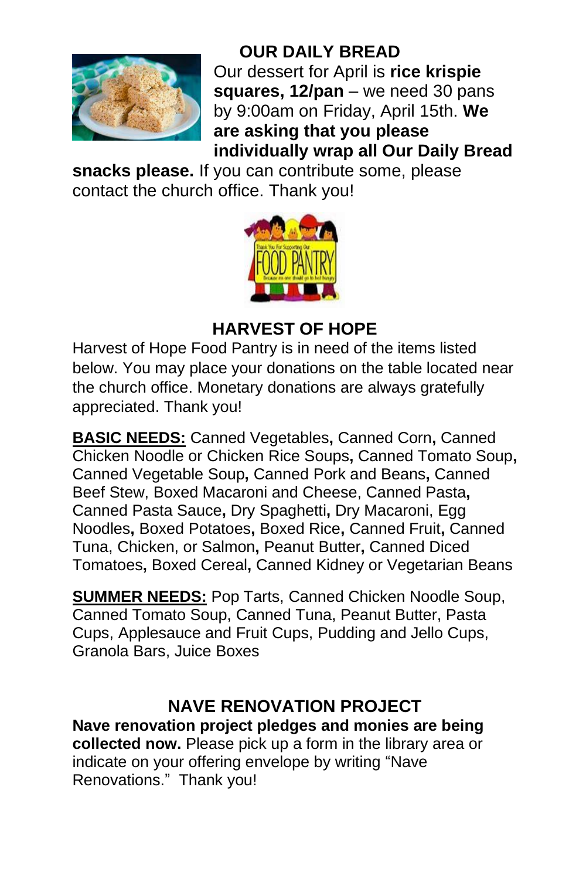## OUR DAILY BREAD

Our dessert for April is **rice krispie squares, 12/pan** – we need 30 pans by 9:00am on Friday, April 15th. **We are asking that you please individually wrap all Our Daily Bread snacks please.** If you can contribute some, please contact the church office. Thank you!

## HARVEST OF HOPE

Harvest of Hope Food Pantry is in need of the items listed below. You may place your donations on the table located near the church office. Monetary donations are always gratefully appreciated. Thank you!

**BASIC NEEDS:** Canned Vegetables**,** Canned Corn**,** Canned Chicken Noodle or Chicken Rice Soups**,** Canned Tomato Soup**,** Canned Vegetable Soup**,** Canned Pork and Beans**,** Canned Beef Stew, Boxed Macaroni and Cheese, Canned Pasta**,** Canned Pasta Sauce**,** Dry Spaghetti**,** Dry Macaroni, Egg Noodles**,** Boxed Potatoes**,** Boxed Rice**,** Canned Fruit**,** Canned Tuna, Chicken, or Salmon**,** Peanut Butter**,** Canned Diced Tomatoes**,** Boxed Cereal**,** Canned Kidney or Vegetarian Beans

**SUMMER NEEDS:** Pop Tarts, Canned Chicken Noodle Soup, Canned Tomato Soup, Canned Tuna, Peanut Butter, Pasta Cups, Applesauce and Fruit Cups, Pudding and Jello Cups, Granola Bars, Juice Boxes

## NAVE RENOVATION PROJECT

**Nave renovation project pledges and monies are being collected now.** Please pick up a form in the library area or indicate on your offering envelope by writing "Nave Renovations." Thank you!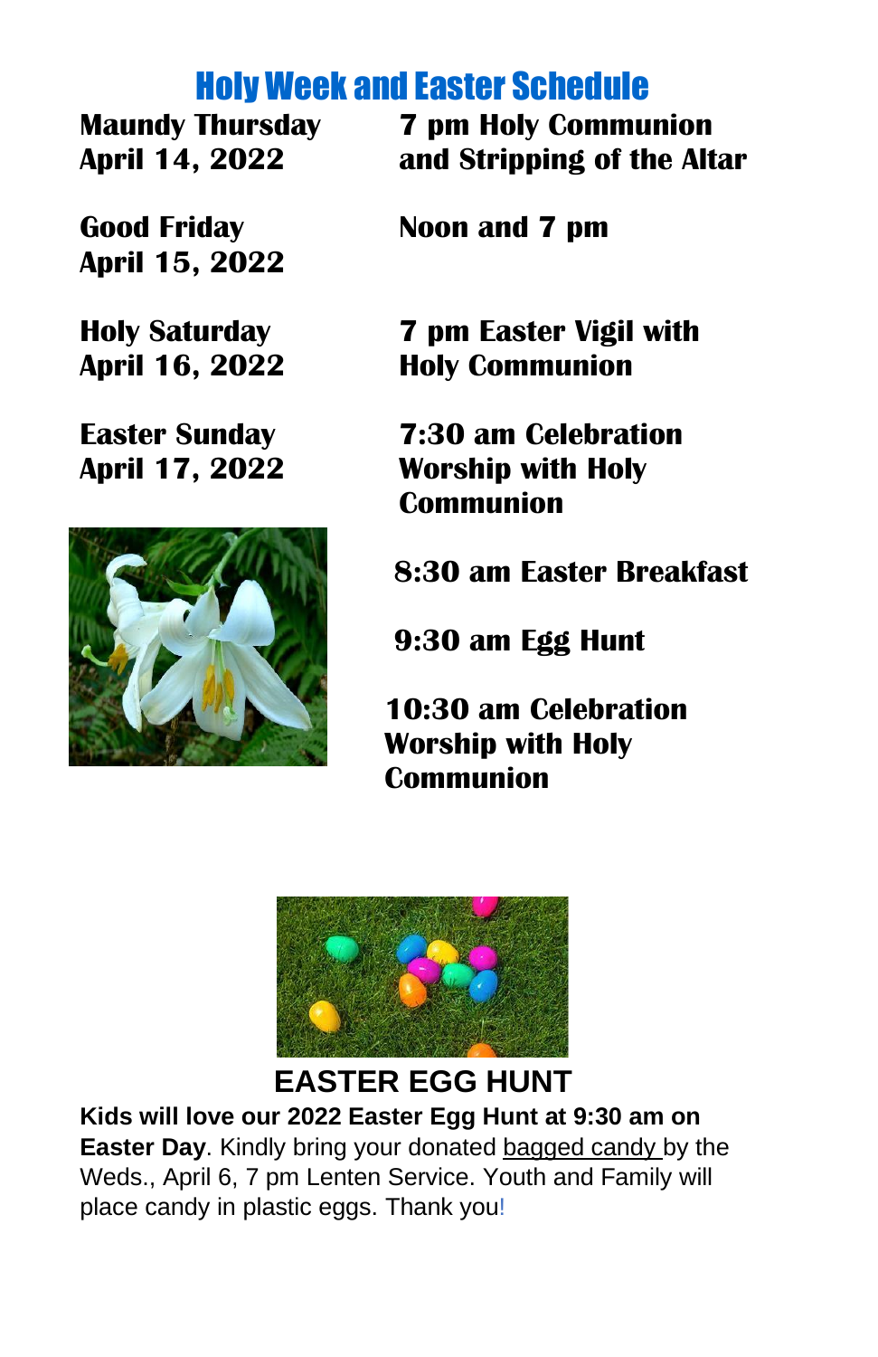# Holy Week and Easter Schedule

| | |
|---|---|
| **Maundy Thursday April 14, 2022** | **7 pm Holy Communion and Stripping of the Altar** |
| **Good Friday April 15, 2022** | **Noon and 7 pm** |
| **Holy Saturday April 16, 2022** | **7 pm Easter Vigil with Holy Communion** |
| **Easter Sunday April 17, 2022** | **7:30 am Celebration Worship with Holy Communion** |
| | **8:30 am Easter Breakfast** |
| | **9:30 am Egg Hunt** |
| | **10:30 am Celebration Worship with Holy Communion** |

## EASTER EGG HUNT

**Kids will love our 2022 Easter Egg Hunt at 9:30 am on Easter Day**. Kindly bring your donated bagged candy by the Weds., April 6, 7 pm Lenten Service. Youth and Family will place candy in plastic eggs. Thank you!